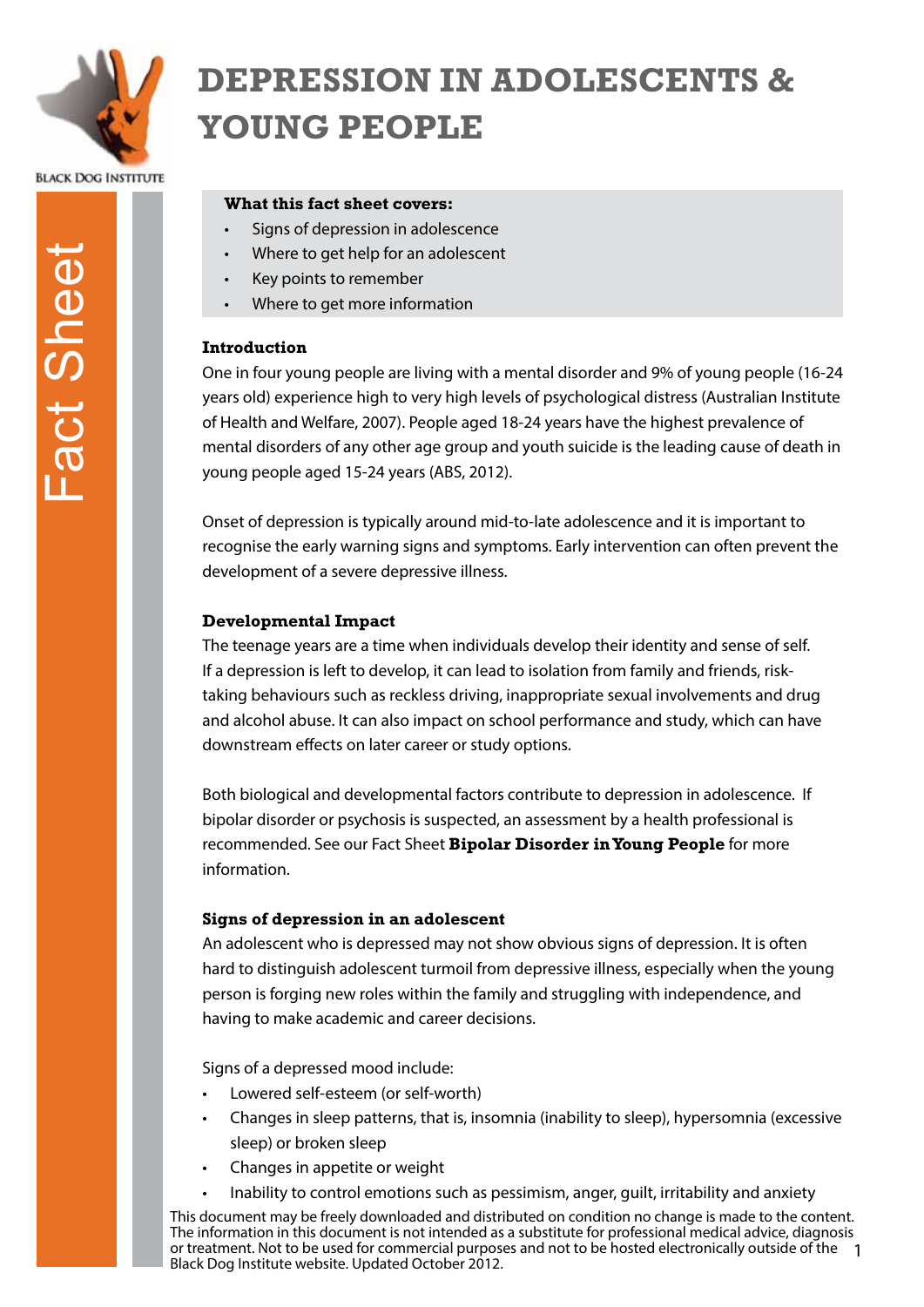# DEPRESSION IN ADOLESCENTS & YOUNG PEOPLE

BLACK DOG INSTITUTE

Fact Sheet

**What this fact sheet covers:**

- Signs of depression in adolescence
- Where to get help for an adolescent
- Key points to remember
- Where to get more information

### Introduction

One in four young people are living with a mental disorder and 9% of young people (16-24 years old) experience high to very high levels of psychological distress (Australian Institute of Health and Welfare, 2007). People aged 18-24 years have the highest prevalence of mental disorders of any other age group and youth suicide is the leading cause of death in young people aged 15-24 years (ABS, 2012).

Onset of depression is typically around mid-to-late adolescence and it is important to recognise the early warning signs and symptoms. Early intervention can often prevent the development of a severe depressive illness.

### Developmental Impact

The teenage years are a time when individuals develop their identity and sense of self. If a depression is left to develop, it can lead to isolation from family and friends, risk-taking behaviours such as reckless driving, inappropriate sexual involvements and drug and alcohol abuse. It can also impact on school performance and study, which can have downstream effects on later career or study options.

Both biological and developmental factors contribute to depression in adolescence. If bipolar disorder or psychosis is suspected, an assessment by a health professional is recommended. See our Fact Sheet **Bipolar Disorder in Young People** for more information.

### Signs of depression in an adolescent

An adolescent who is depressed may not show obvious signs of depression. It is often hard to distinguish adolescent turmoil from depressive illness, especially when the young person is forging new roles within the family and struggling with independence, and having to make academic and career decisions.

Signs of a depressed mood include:

- Lowered self-esteem (or self-worth)
- Changes in sleep patterns, that is, insomnia (inability to sleep), hypersomnia (excessive sleep) or broken sleep
- Changes in appetite or weight
- Inability to control emotions such as pessimism, anger, guilt, irritability and anxiety

This document may be freely downloaded and distributed on condition no change is made to the content. The information in this document is not intended as a substitute for professional medical advice, diagnosis or treatment. Not to be used for commercial purposes and not to be hosted electronically outside of the Black Dog Institute website. Updated October 2012.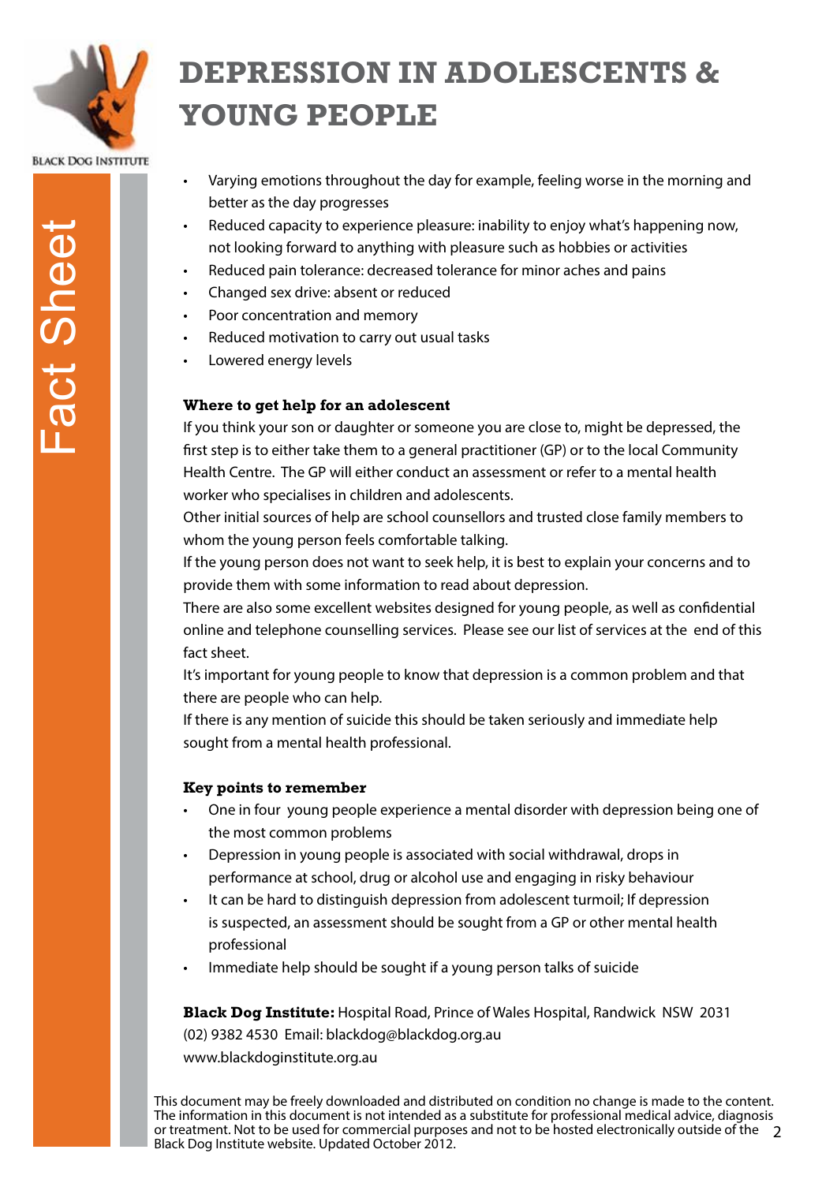# DEPRESSION IN ADOLESCENTS & YOUNG PEOPLE

- Varying emotions throughout the day for example, feeling worse in the morning and better as the day progresses
- Reduced capacity to experience pleasure: inability to enjoy what's happening now, not looking forward to anything with pleasure such as hobbies or activities
- Reduced pain tolerance: decreased tolerance for minor aches and pains
- Changed sex drive: absent or reduced
- Poor concentration and memory
- Reduced motivation to carry out usual tasks
- Lowered energy levels

**Where to get help for an adolescent**

If you think your son or daughter or someone you are close to, might be depressed, the first step is to either take them to a general practitioner (GP) or to the local Community Health Centre. The GP will either conduct an assessment or refer to a mental health worker who specialises in children and adolescents.

Other initial sources of help are school counsellors and trusted close family members to whom the young person feels comfortable talking.

If the young person does not want to seek help, it is best to explain your concerns and to provide them with some information to read about depression.

There are also some excellent websites designed for young people, as well as confidential online and telephone counselling services. Please see our list of services at the end of this fact sheet.

It's important for young people to know that depression is a common problem and that there are people who can help.

If there is any mention of suicide this should be taken seriously and immediate help sought from a mental health professional.

**Key points to remember**

- One in four young people experience a mental disorder with depression being one of the most common problems
- Depression in young people is associated with social withdrawal, drops in performance at school, drug or alcohol use and engaging in risky behaviour
- It can be hard to distinguish depression from adolescent turmoil; If depression is suspected, an assessment should be sought from a GP or other mental health professional
- Immediate help should be sought if a young person talks of suicide

**Black Dog Institute:** Hospital Road, Prince of Wales Hospital, Randwick NSW 2031
(02) 9382 4530 Email: blackdog@blackdog.org.au
www.blackdoginstitute.org.au

This document may be freely downloaded and distributed on condition no change is made to the content. The information in this document is not intended as a substitute for professional medical advice, diagnosis or treatment. Not to be used for commercial purposes and not to be hosted electronically outside of the Black Dog Institute website. Updated October 2012.